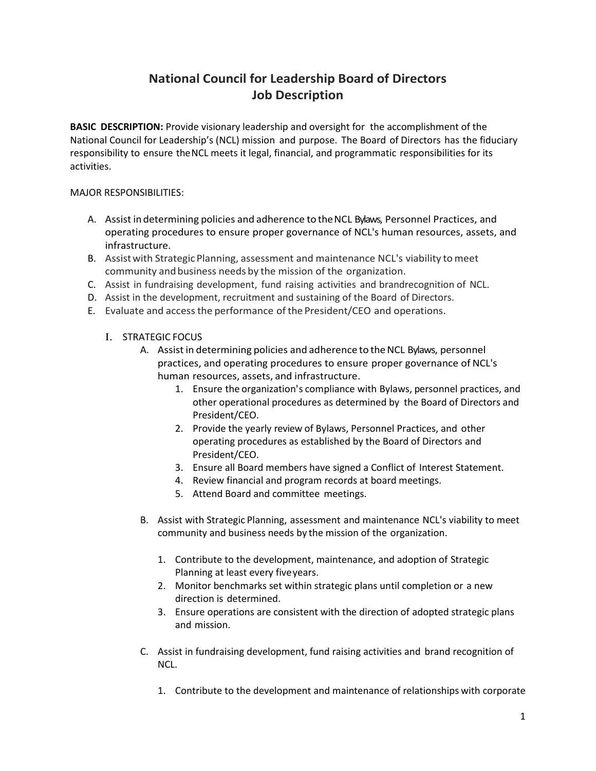# National Council for Leadership Board of Directors
# Job Description

**BASIC DESCRIPTION:** Provide visionary leadership and oversight for the accomplishment of the National Council for Leadership's (NCL) mission and purpose. The Board of Directors has the fiduciary responsibility to ensure the NCL meets it legal, financial, and programmatic responsibilities for its activities.

MAJOR RESPONSIBILITIES:

A. Assist in determining policies and adherence to the NCL Bylaws, Personnel Practices, and operating procedures to ensure proper governance of NCL's human resources, assets, and infrastructure.
B. Assist with Strategic Planning, assessment and maintenance NCL's viability to meet community and business needs by the mission of the organization.
C. Assist in fundraising development, fund raising activities and brandrecognition of NCL.
D. Assist in the development, recruitment and sustaining of the Board of Directors.
E. Evaluate and access the performance of the President/CEO and operations.

I. STRATEGIC FOCUS

   A. Assist in determining policies and adherence to the NCL Bylaws, personnel practices, and operating procedures to ensure proper governance of NCL's human resources, assets, and infrastructure.
      1. Ensure the organization's compliance with Bylaws, personnel practices, and other operational procedures as determined by the Board of Directors and President/CEO.
      2. Provide the yearly review of Bylaws, Personnel Practices, and other operating procedures as established by the Board of Directors and President/CEO.
      3. Ensure all Board members have signed a Conflict of Interest Statement.
      4. Review financial and program records at board meetings.
      5. Attend Board and committee meetings.

   B. Assist with Strategic Planning, assessment and maintenance NCL's viability to meet community and business needs by the mission of the organization.

      1. Contribute to the development, maintenance, and adoption of Strategic Planning at least every five years.
      2. Monitor benchmarks set within strategic plans until completion or a new direction is determined.
      3. Ensure operations are consistent with the direction of adopted strategic plans and mission.

   C. Assist in fundraising development, fund raising activities and brand recognition of NCL.

      1. Contribute to the development and maintenance of relationships with corporate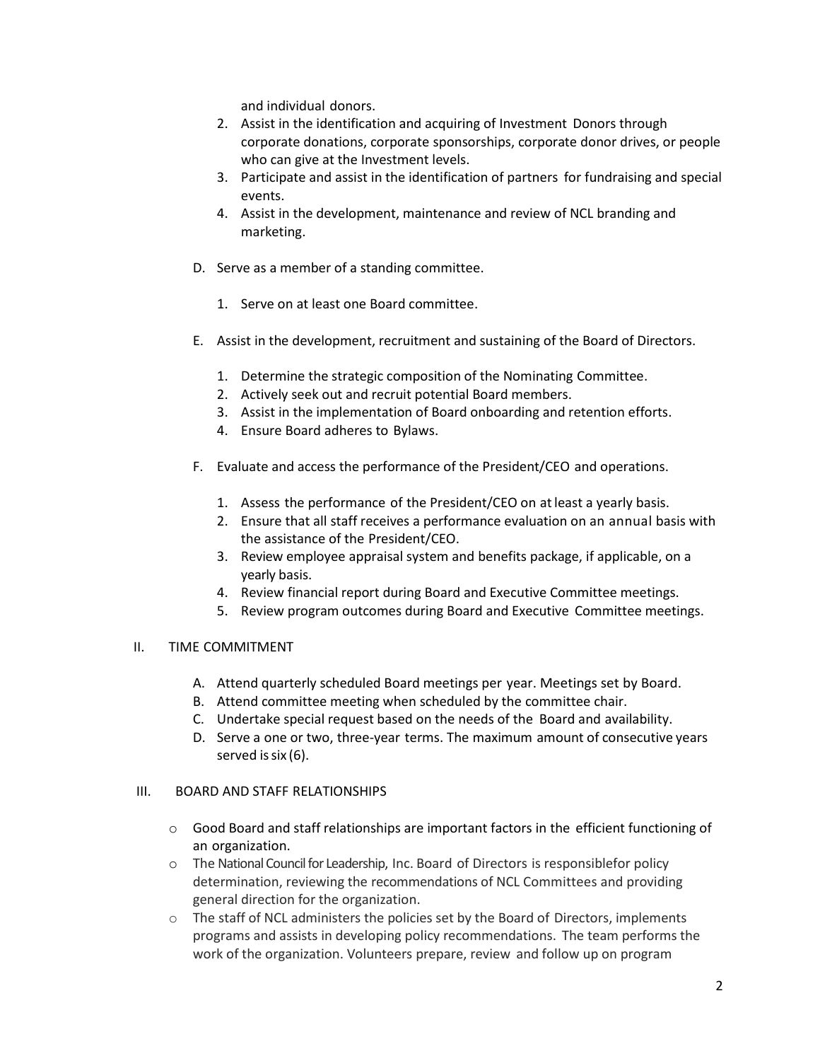and individual donors.

2. Assist in the identification and acquiring of Investment Donors through corporate donations, corporate sponsorships, corporate donor drives, or people who can give at the Investment levels.
3. Participate and assist in the identification of partners for fundraising and special events.
4. Assist in the development, maintenance and review of NCL branding and marketing.

D. Serve as a member of a standing committee.

1. Serve on at least one Board committee.

E. Assist in the development, recruitment and sustaining of the Board of Directors.

1. Determine the strategic composition of the Nominating Committee.
2. Actively seek out and recruit potential Board members.
3. Assist in the implementation of Board onboarding and retention efforts.
4. Ensure Board adheres to Bylaws.

F. Evaluate and access the performance of the President/CEO and operations.

1. Assess the performance of the President/CEO on at least a yearly basis.
2. Ensure that all staff receives a performance evaluation on an annual basis with the assistance of the President/CEO.
3. Review employee appraisal system and benefits package, if applicable, on a yearly basis.
4. Review financial report during Board and Executive Committee meetings.
5. Review program outcomes during Board and Executive Committee meetings.

## II. TIME COMMITMENT

A. Attend quarterly scheduled Board meetings per year. Meetings set by Board.
B. Attend committee meeting when scheduled by the committee chair.
C. Undertake special request based on the needs of the Board and availability.
D. Serve a one or two, three-year terms. The maximum amount of consecutive years served is six (6).

## III. BOARD AND STAFF RELATIONSHIPS

- Good Board and staff relationships are important factors in the efficient functioning of an organization.
- The National Council for Leadership, Inc. Board of Directors is responsiblefor policy determination, reviewing the recommendations of NCL Committees and providing general direction for the organization.
- The staff of NCL administers the policies set by the Board of Directors, implements programs and assists in developing policy recommendations. The team performs the work of the organization. Volunteers prepare, review and follow up on program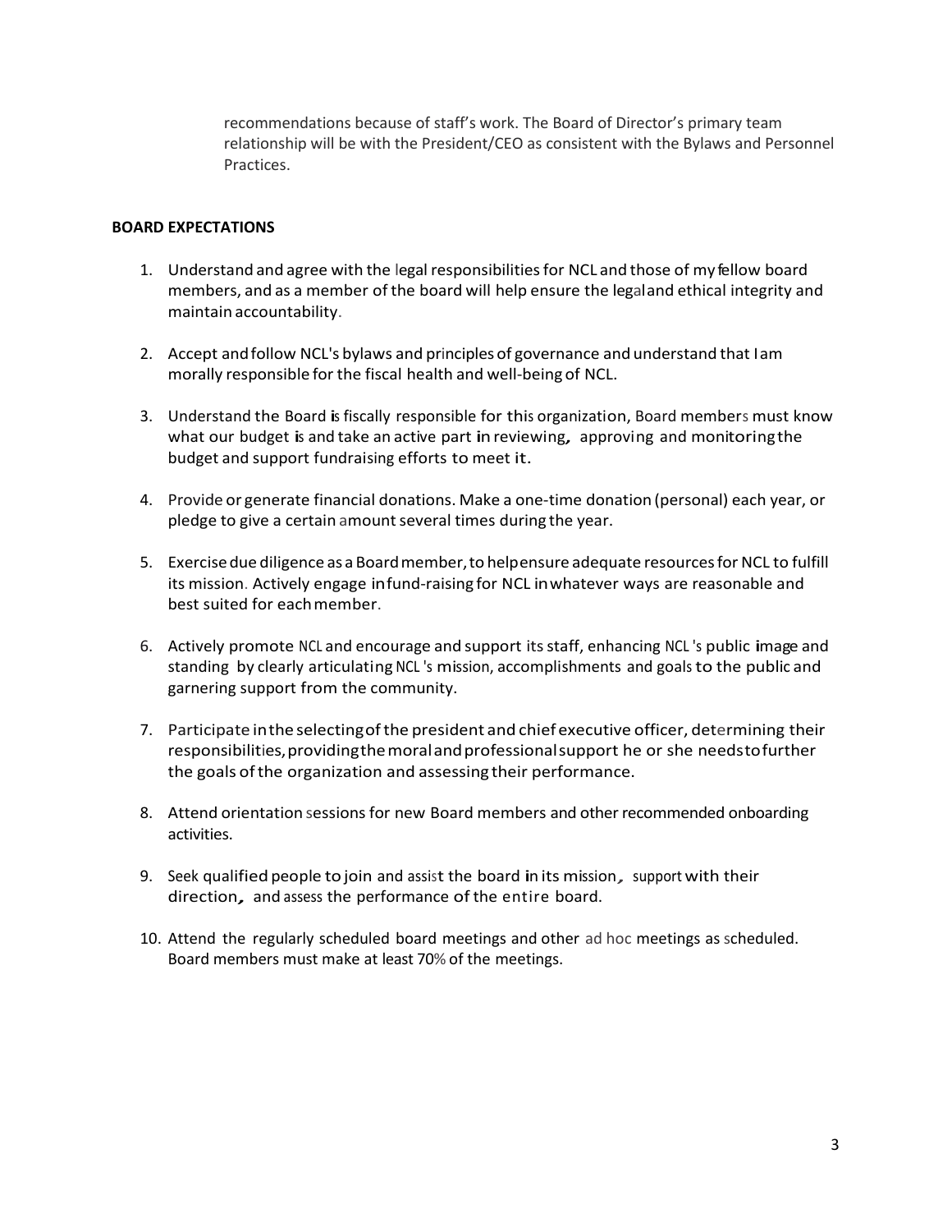recommendations because of staff's work. The Board of Director's primary team relationship will be with the President/CEO as consistent with the Bylaws and Personnel Practices.

**BOARD EXPECTATIONS**

1. Understand and agree with the legal responsibilities for NCL and those of my fellow board members, and as a member of the board will help ensure the legal and ethical integrity and maintain accountability.

2. Accept and follow NCL's bylaws and principles of governance and understand that I am morally responsible for the fiscal health and well-being of NCL.

3. Understand the Board is fiscally responsible for this organization, Board members must know what our budget is and take an active part in reviewing, approving and monitoring the budget and support fundraising efforts to meet it.

4. Provide or generate financial donations. Make a one-time donation (personal) each year, or pledge to give a certain amount several times during the year.

5. Exercise due diligence as a Board member, to help ensure adequate resources for NCL to fulfill its mission. Actively engage in fund-raising for NCL in whatever ways are reasonable and best suited for each member.

6. Actively promote NCL and encourage and support its staff, enhancing NCL 's public image and standing by clearly articulating NCL 's mission, accomplishments and goals to the public and garnering support from the community.

7. Participate in the selecting of the president and chief executive officer, determining their responsibilities, providing the moral and professional support he or she needs to further the goals of the organization and assessing their performance.

8. Attend orientation sessions for new Board members and other recommended onboarding activities.

9. Seek qualified people to join and assist the board in its mission, support with their direction, and assess the performance of the entire board.

10. Attend the regularly scheduled board meetings and other ad hoc meetings as scheduled. Board members must make at least 70% of the meetings.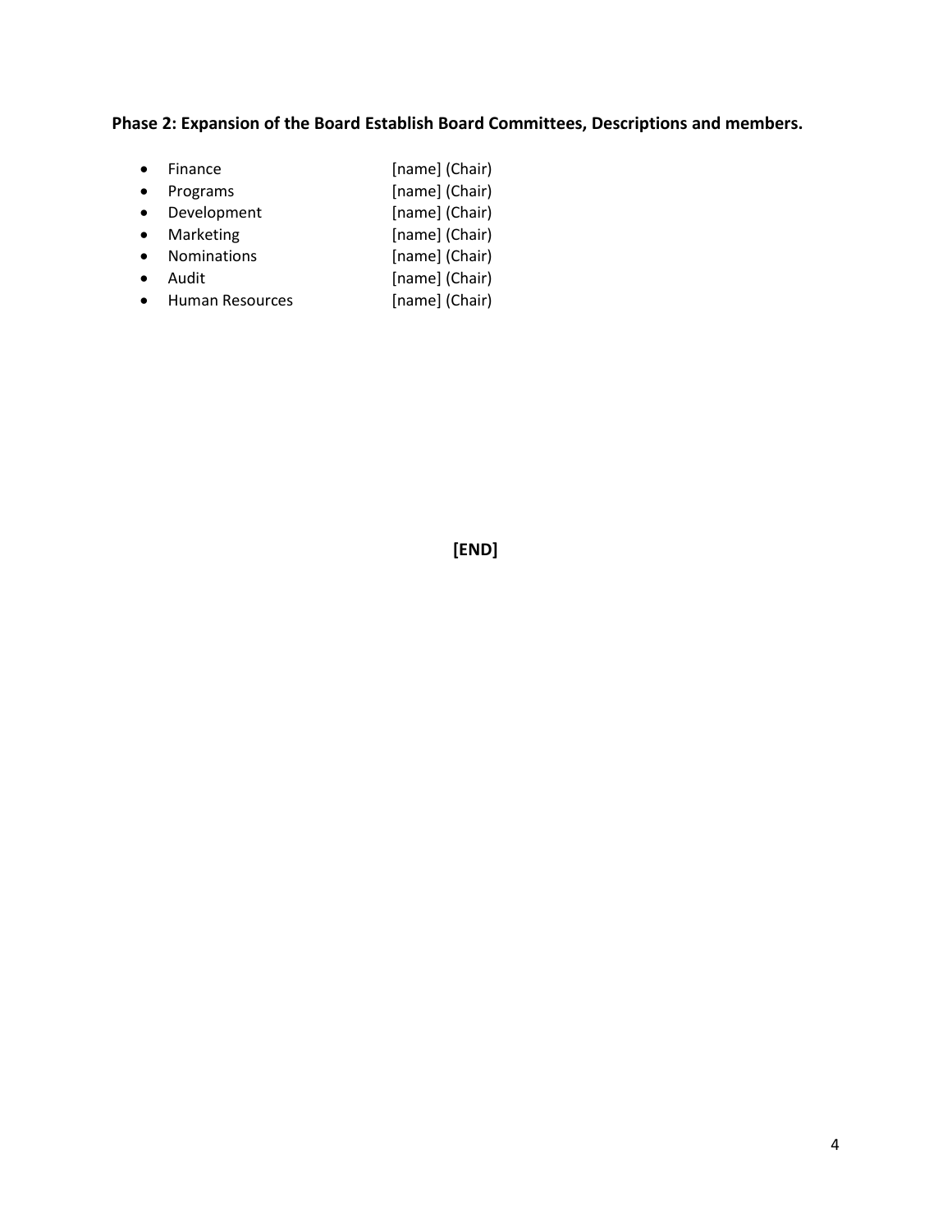**Phase 2: Expansion of the Board Establish Board Committees, Descriptions and members.**

- Finance [name] (Chair)
- Programs [name] (Chair)
- Development [name] (Chair)
- Marketing [name] (Chair)
- Nominations [name] (Chair)
- Audit [name] (Chair)
- Human Resources [name] (Chair)

**[END]**